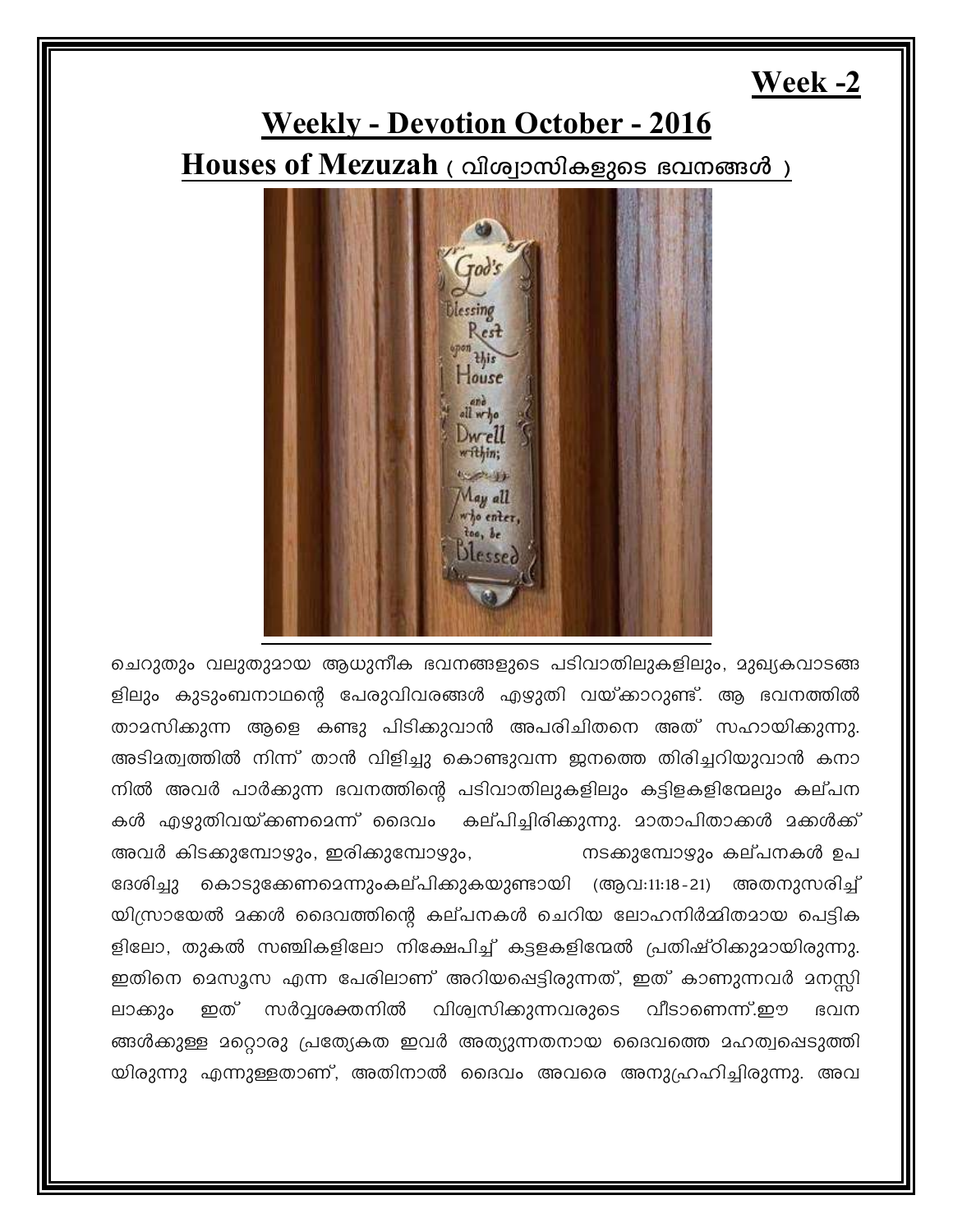**Week -2**

## Weekly - Devotion October - 2016

## Houses of Mezuzah ( വിശ്വാസികളുടെ ഭവനങ്ങൾ )

ചെറുതും വലുതുമായ ആധുനീക ഭവനങ്ങളുടെ പടിവാതിലുകളിലും, മുഖ്യകവാടങ്ങളിലും കുടുംബനാഥന്റെ പേരുവിവരങ്ങൾ എഴുതി വയ്ക്കാറുണ്ട്. ആ ഭവനത്തിൽ താമസിക്കുന്ന ആളെ കണ്ടു പിടിക്കുവാൻ അപരിചിതനെ അത് സഹായിക്കുന്നു. അടിമത്വത്തിൽ നിന്ന് താൻ വിളിച്ചു കൊണ്ടുവന്ന ജനത്തെ തിരിച്ചറിയുവാൻ കനാനിൽ അവർ പാർക്കുന്ന ഭവനത്തിന്റെ പടിവാതിലുകളിലും കട്ടിളകളിന്മേലും കല്പനകൾ എഴുതിവയ്ക്കണമെന്ന് ദൈവം കല്പിച്ചിരിക്കുന്നു. മാതാപിതാക്കൾ മക്കൾക്ക് അവർ കിടക്കുമ്പോഴും, ഇരിക്കുമ്പോഴും, നടക്കുമ്പോഴും കല്പനകൾ ഉപദേശിച്ചു കൊടുക്കേണമെന്നുംകല്പിക്കുകയുണ്ടായി (ആവ:11:18-21) അതനുസരിച്ച് യിസ്രായേൽ മക്കൾ ദൈവത്തിന്റെ കല്പനകൾ ചെറിയ ലോഹനിർമ്മിതമായ പെട്ടികളിലോ, തുകൽ സഞ്ചികളിലോ നിക്ഷേപിച്ച് കട്ടളകളിന്മേൽ പ്രതിഷ്ഠിക്കുമായിരുന്നു. ഇതിനെ മെസൂസ എന്ന പേരിലാണ് അറിയപ്പെട്ടിരുന്നത്, ഇത് കാണുന്നവർ മനസ്സിലാക്കും ഇത് സർവ്വശക്തനിൽ വിശ്വസിക്കുന്നവരുടെ വീടാണെന്ന്.ഈ ഭവനങ്ങൾക്കുള്ള മറ്റൊരു പ്രത്യേകത ഇവർ അത്യുന്നതനായ ദൈവത്തെ മഹത്വപ്പെടുത്തിയിരുന്നു എന്നുള്ളതാണ്, അതിനാൽ ദൈവം അവരെ അനുഗ്രഹിച്ചിരുന്നു. അവ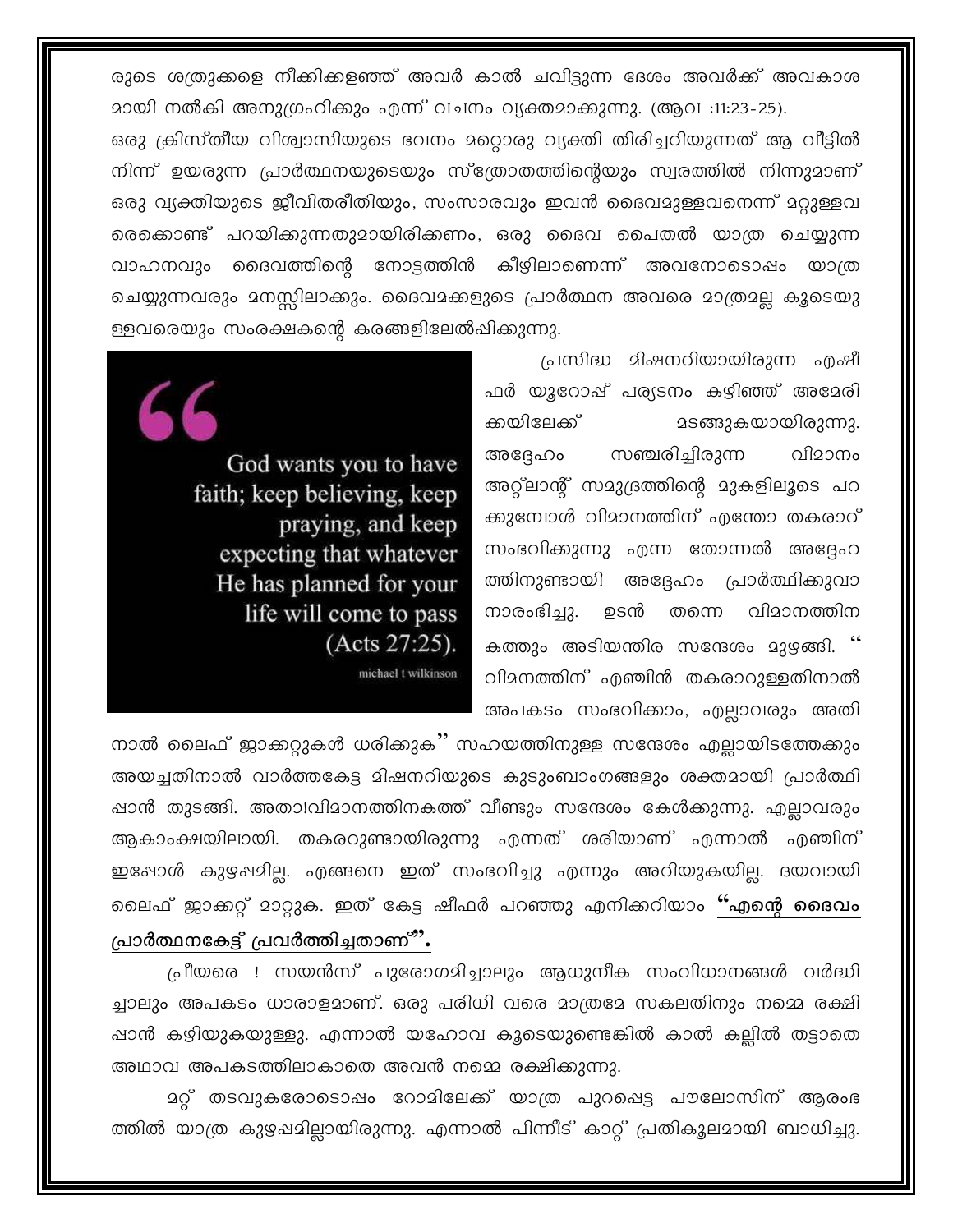രുടെ ശത്രുക്കളെ നീക്കികളഞ്ഞ് അവർ കാൽ ചവിട്ടുന്ന ദേശം അവർക്ക് അവകാശമായി നൽകി അനുഗ്രഹിക്കും എന്ന് വചനം വ്യക്തമാക്കുന്നു. (ആവ :11:23-25).

ഒരു ക്രിസ്തീയ വിശ്വാസിയുടെ ഭവനം മറ്റൊരു വ്യക്തി തിരിച്ചറിയുന്നത് ആ വീട്ടിൽ നിന്ന് ഉയരുന്ന പ്രാർത്ഥനയുടെയും സ്ത്രോതത്തിന്റെയും സ്വരത്തിൽ നിന്നുമാണ് ഒരു വ്യക്തിയുടെ ജീവിതരീതിയും, സംസാരവും ഇവൻ ദൈവമുള്ളവനെന്ന് മറ്റുള്ളവരെക്കൊണ്ട് പറയിക്കുന്നതുമായിരിക്കണം, ഒരു ദൈവ പൈതൽ യാത്ര ചെയ്യുന്ന വാഹനവും ദൈവത്തിന്റെ നോട്ടത്തിൻ കീഴിലാണെന്ന് അവനോടൊപ്പം യാത്ര ചെയ്യുന്നവരും മനസ്സിലാക്കും. ദൈവമക്കളുടെ പ്രാർത്ഥന അവരെ മാത്രമല്ല കൂടെയുള്ളവരെയും സംരക്ഷകന്റെ കരങ്ങളിലേൽപ്പിക്കുന്നു.

> God wants you to have faith; keep believing, keep praying, and keep expecting that whatever He has planned for your life will come to pass (Acts 27:25).
>
> michael t wilkinson

പ്രസിദ്ധ മിഷനറിയായിരുന്ന എഷീഫർ യൂറോപ്പ് പര്യടനം കഴിഞ്ഞ് അമേരിക്കയിലേക്ക് മടങ്ങുകയായിരുന്നു. അദ്ദേഹം സഞ്ചരിച്ചിരുന്ന വിമാനം അറ്റ്ലാന്റ് സമുദ്രത്തിന്റെ മുകളിലൂടെ പറക്കുമ്പോൾ വിമാനത്തിന് എന്തോ തകരാറ് സംഭവിക്കുന്നു എന്ന തോന്നൽ അദ്ദേഹത്തിനുണ്ടായി അദ്ദേഹം പ്രാർത്ഥിക്കുവാനാരംഭിച്ചു. ഉടൻ തന്നെ വിമാനത്തിനകത്തും അടിയന്തിര സന്ദേശം മുഴങ്ങി. " വിമനത്തിന് എഞ്ചിൻ തകരാറുള്ളതിനാൽ അപകടം സംഭവിക്കാം, എല്ലാവരും അതിനാൽ ലൈഫ് ജാക്കറ്റുകൾ ധരിക്കുക" സഹയത്തിനുള്ള സന്ദേശം എല്ലായിടത്തേക്കും അയച്ചതിനാൽ വാർത്തകേട്ട മിഷനറിയുടെ കുടുംബാംഗങ്ങളും ശക്തമായി പ്രാർത്ഥിഷാൻ തുടങ്ങി. അതാ!വിമാനത്തിനകത്ത് വീണ്ടും സന്ദേശം കേൾക്കുന്നു. എല്ലാവരും ആകാംക്ഷയിലായി. തകരറുണ്ടായിരുന്നു എന്നത് ശരിയാണ് എന്നാൽ എഞ്ചിന് ഇഷോൾ കുഴഷമില്ല. എങ്ങനെ ഇത് സംഭവിച്ചു എന്നും അറിയുകയില്ല. ദയവായി ലൈഫ് ജാക്കറ്റ് മാറ്റുക. ഇത് കേട്ട ഷീഫർ പറഞ്ഞു എനിക്കറിയാം **"എന്റെ ദൈവം പ്രാർത്ഥനകേട്ട് പ്രവർത്തിച്ചതാണ്".**

പ്രീയരെ ! സയൻസ് പുരോഗമിച്ചാലും ആധുനീക സംവിധാനങ്ങൾ വർദ്ധിച്ചാലും അപകടം ധാരാളമാണ്. ഒരു പരിധി വരെ മാത്രമേ സകലതിനും നമ്മെ രക്ഷിഷാൻ കഴിയുകയുള്ളു. എന്നാൽ യഹോവ കൂടെയുണ്ടെങ്കിൽ കാൽ കല്ലിൽ തട്ടാതെ അഥാവ അപകടത്തിലാകാതെ അവൻ നമ്മെ രക്ഷിക്കുന്നു.

മറ്റ് തടവുകരോടൊഷം റോമിലേക്ക് യാത്ര പുറപ്പെട്ട പൗലോസിന് ആരംഭത്തിൽ യാത്ര കുഴഷമില്ലായിരുന്നു. എന്നാൽ പിന്നീട് കാറ്റ് പ്രതികൂലമായി ബാധിച്ചു.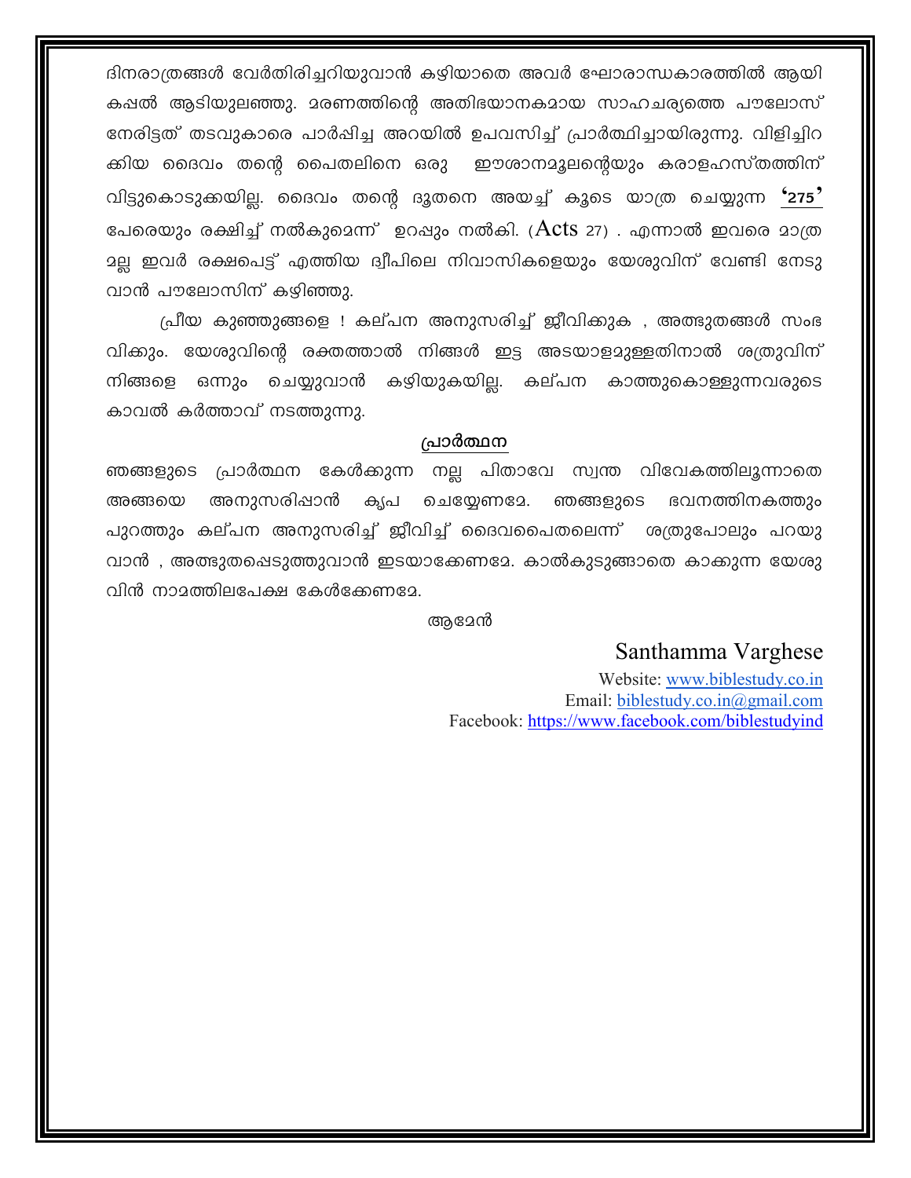ദിനരാത്രങ്ങൾ വേർതിരിച്ചറിയുവാൻ കഴിയാതെ അവർ ഘോരാന്ധകാരത്തിൽ ആയി കപ്പൽ ആടിയുലഞ്ഞു. മരണത്തിന്റെ അതിഭയാനകമായ സാഹചര്യത്തെ പൗലോസ് നേരിട്ടത് തടവുകാരെ പാർപ്പിച്ച അറയിൽ ഉപവസിച്ച് പ്രാർത്ഥിച്ചായിരുന്നു. വിളിച്ചിറക്കിയ ദൈവം തന്റെ പൈതലിനെ ഒരു ഈശാനമൂലന്റെയും കരാളഹസ്തത്തിന് വിട്ടുകൊടുക്കയില്ല. ദൈവം തന്റെ ദൂതനെ അയച്ച് കൂടെ യാത്ര ചെയ്യുന്ന **'275'** പേരെയും രക്ഷിച്ച് നൽകുമെന്ന് ഉറപ്പും നൽകി. (Acts 27) . എന്നാൽ ഇവരെ മാത്രമല്ല ഇവർ രക്ഷപെട്ട് എത്തിയ ദ്വീപിലെ നിവാസികളെയും യേശുവിന് വേണ്ടി നേടുവാൻ പൗലോസിന് കഴിഞ്ഞു.

പ്രീയ കുഞ്ഞുങ്ങളെ ! കല്പന അനുസരിച്ച് ജീവിക്കുക , അത്ഭുതങ്ങൾ സംഭവിക്കും. യേശുവിന്റെ രക്തത്താൽ നിങ്ങൾ ഇട്ട അടയാളമുള്ളതിനാൽ ശത്രുവിന് നിങ്ങളെ ഒന്നും ചെയ്യുവാൻ കഴിയുകയില്ല. കല്പന കാത്തുകൊള്ളുന്നവരുടെ കാവൽ കർത്താവ് നടത്തുന്നു.

## പ്രാർത്ഥന

ഞങ്ങളുടെ പ്രാർത്ഥന കേൾക്കുന്ന നല്ല പിതാവേ സ്വന്ത വിവേകത്തിലൂന്നാതെ അങ്ങയെ അനുസരിപ്പാൻ കൃപ ചെയ്യേണമേ. ഞങ്ങളുടെ ഭവനത്തിനകത്തും പുറത്തും കല്പന അനുസരിച്ച് ജീവിച്ച് ദൈവപൈതലെന്ന് ശത്രുപോലും പറയുവാൻ , അത്ഭുതപ്പെടുത്തുവാൻ ഇടയാക്കേണമേ. കാൽകുടുങ്ങാതെ കാക്കുന്ന യേശുവിൻ നാമത്തിലപേക്ഷ കേൾക്കേണമേ.

ആമേൻ

Santhamma Varghese

Website: www.biblestudy.co.in
Email: biblestudy.co.in@gmail.com
Facebook: https://www.facebook.com/biblestudyind